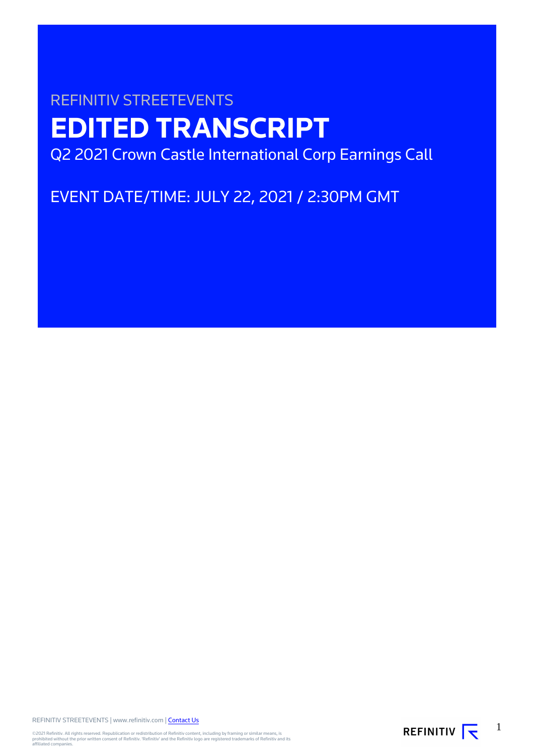REFINITIV STREETEVENTS

# EDITED TRANSCRIPT

Q2 2021 Crown Castle International Corp Earnings Call

EVENT DATE/TIME: JULY 22, 2021 / 2:30PM GMT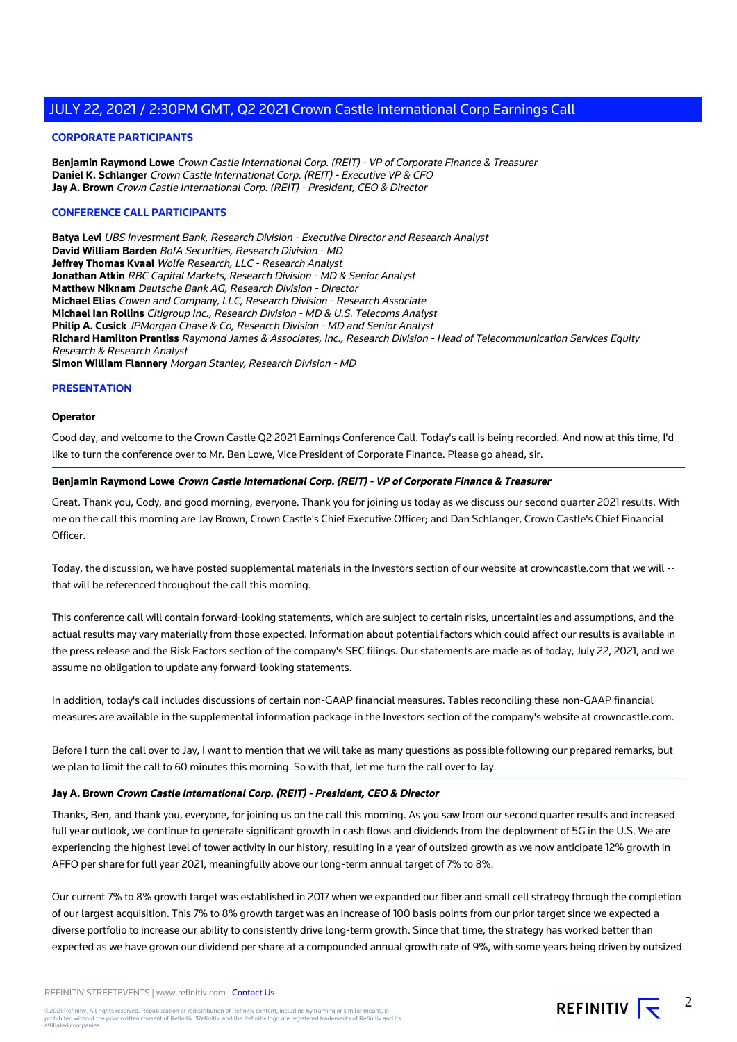## JULY 22, 2021 / 2:30PM GMT, Q2 2021 Crown Castle International Corp Earnings Call

### CORPORATE PARTICIPANTS

**Benjamin Raymond Lowe** *Crown Castle International Corp. (REIT) - VP of Corporate Finance & Treasurer*
**Daniel K. Schlanger** *Crown Castle International Corp. (REIT) - Executive VP & CFO*
**Jay A. Brown** *Crown Castle International Corp. (REIT) - President, CEO & Director*

### CONFERENCE CALL PARTICIPANTS

**Batya Levi** *UBS Investment Bank, Research Division - Executive Director and Research Analyst*
**David William Barden** *BofA Securities, Research Division - MD*
**Jeffrey Thomas Kvaal** *Wolfe Research, LLC - Research Analyst*
**Jonathan Atkin** *RBC Capital Markets, Research Division - MD & Senior Analyst*
**Matthew Niknam** *Deutsche Bank AG, Research Division - Director*
**Michael Elias** *Cowen and Company, LLC, Research Division - Research Associate*
**Michael Ian Rollins** *Citigroup Inc., Research Division - MD & U.S. Telecoms Analyst*
**Philip A. Cusick** *JPMorgan Chase & Co, Research Division - MD and Senior Analyst*
**Richard Hamilton Prentiss** *Raymond James & Associates, Inc., Research Division - Head of Telecommunication Services Equity Research & Research Analyst*
**Simon William Flannery** *Morgan Stanley, Research Division - MD*

### PRESENTATION

**Operator**

Good day, and welcome to the Crown Castle Q2 2021 Earnings Conference Call. Today's call is being recorded. And now at this time, I'd like to turn the conference over to Mr. Ben Lowe, Vice President of Corporate Finance. Please go ahead, sir.

---

**Benjamin Raymond Lowe** ***Crown Castle International Corp. (REIT) - VP of Corporate Finance & Treasurer***

Great. Thank you, Cody, and good morning, everyone. Thank you for joining us today as we discuss our second quarter 2021 results. With me on the call this morning are Jay Brown, Crown Castle's Chief Executive Officer; and Dan Schlanger, Crown Castle's Chief Financial Officer.

Today, the discussion, we have posted supplemental materials in the Investors section of our website at crowncastle.com that we will -- that will be referenced throughout the call this morning.

This conference call will contain forward-looking statements, which are subject to certain risks, uncertainties and assumptions, and the actual results may vary materially from those expected. Information about potential factors which could affect our results is available in the press release and the Risk Factors section of the company's SEC filings. Our statements are made as of today, July 22, 2021, and we assume no obligation to update any forward-looking statements.

In addition, today's call includes discussions of certain non-GAAP financial measures. Tables reconciling these non-GAAP financial measures are available in the supplemental information package in the Investors section of the company's website at crowncastle.com.

Before I turn the call over to Jay, I want to mention that we will take as many questions as possible following our prepared remarks, but we plan to limit the call to 60 minutes this morning. So with that, let me turn the call over to Jay.

---

**Jay A. Brown** ***Crown Castle International Corp. (REIT) - President, CEO & Director***

Thanks, Ben, and thank you, everyone, for joining us on the call this morning. As you saw from our second quarter results and increased full year outlook, we continue to generate significant growth in cash flows and dividends from the deployment of 5G in the U.S. We are experiencing the highest level of tower activity in our history, resulting in a year of outsized growth as we now anticipate 12% growth in AFFO per share for full year 2021, meaningfully above our long-term annual target of 7% to 8%.

Our current 7% to 8% growth target was established in 2017 when we expanded our fiber and small cell strategy through the completion of our largest acquisition. This 7% to 8% growth target was an increase of 100 basis points from our prior target since we expected a diverse portfolio to increase our ability to consistently drive long-term growth. Since that time, the strategy has worked better than expected as we have grown our dividend per share at a compounded annual growth rate of 9%, with some years being driven by outsized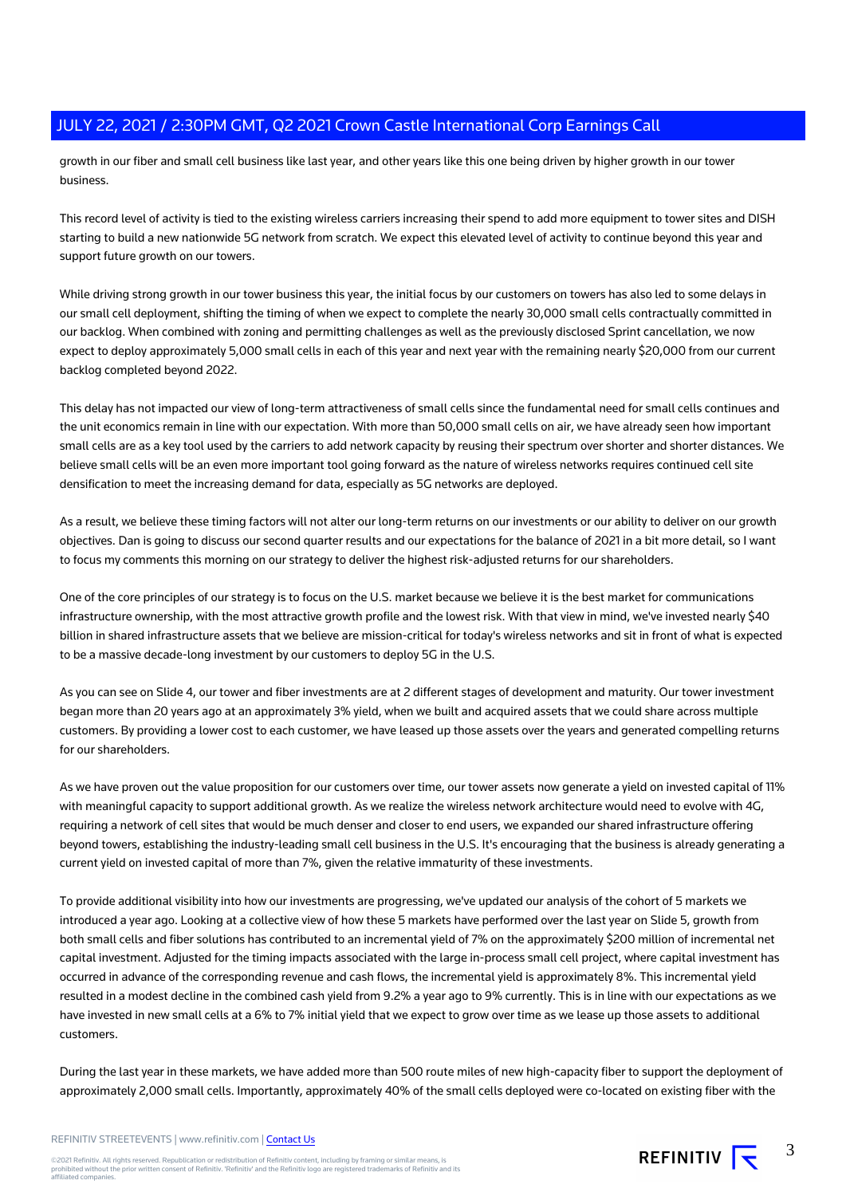growth in our fiber and small cell business like last year, and other years like this one being driven by higher growth in our tower business.

This record level of activity is tied to the existing wireless carriers increasing their spend to add more equipment to tower sites and DISH starting to build a new nationwide 5G network from scratch. We expect this elevated level of activity to continue beyond this year and support future growth on our towers.

While driving strong growth in our tower business this year, the initial focus by our customers on towers has also led to some delays in our small cell deployment, shifting the timing of when we expect to complete the nearly 30,000 small cells contractually committed in our backlog. When combined with zoning and permitting challenges as well as the previously disclosed Sprint cancellation, we now expect to deploy approximately 5,000 small cells in each of this year and next year with the remaining nearly $20,000 from our current backlog completed beyond 2022.

This delay has not impacted our view of long-term attractiveness of small cells since the fundamental need for small cells continues and the unit economics remain in line with our expectation. With more than 50,000 small cells on air, we have already seen how important small cells are as a key tool used by the carriers to add network capacity by reusing their spectrum over shorter and shorter distances. We believe small cells will be an even more important tool going forward as the nature of wireless networks requires continued cell site densification to meet the increasing demand for data, especially as 5G networks are deployed.

As a result, we believe these timing factors will not alter our long-term returns on our investments or our ability to deliver on our growth objectives. Dan is going to discuss our second quarter results and our expectations for the balance of 2021 in a bit more detail, so I want to focus my comments this morning on our strategy to deliver the highest risk-adjusted returns for our shareholders.

One of the core principles of our strategy is to focus on the U.S. market because we believe it is the best market for communications infrastructure ownership, with the most attractive growth profile and the lowest risk. With that view in mind, we've invested nearly $40 billion in shared infrastructure assets that we believe are mission-critical for today's wireless networks and sit in front of what is expected to be a massive decade-long investment by our customers to deploy 5G in the U.S.

As you can see on Slide 4, our tower and fiber investments are at 2 different stages of development and maturity. Our tower investment began more than 20 years ago at an approximately 3% yield, when we built and acquired assets that we could share across multiple customers. By providing a lower cost to each customer, we have leased up those assets over the years and generated compelling returns for our shareholders.

As we have proven out the value proposition for our customers over time, our tower assets now generate a yield on invested capital of 11% with meaningful capacity to support additional growth. As we realize the wireless network architecture would need to evolve with 4G, requiring a network of cell sites that would be much denser and closer to end users, we expanded our shared infrastructure offering beyond towers, establishing the industry-leading small cell business in the U.S. It's encouraging that the business is already generating a current yield on invested capital of more than 7%, given the relative immaturity of these investments.

To provide additional visibility into how our investments are progressing, we've updated our analysis of the cohort of 5 markets we introduced a year ago. Looking at a collective view of how these 5 markets have performed over the last year on Slide 5, growth from both small cells and fiber solutions has contributed to an incremental yield of 7% on the approximately $200 million of incremental net capital investment. Adjusted for the timing impacts associated with the large in-process small cell project, where capital investment has occurred in advance of the corresponding revenue and cash flows, the incremental yield is approximately 8%. This incremental yield resulted in a modest decline in the combined cash yield from 9.2% a year ago to 9% currently. This is in line with our expectations as we have invested in new small cells at a 6% to 7% initial yield that we expect to grow over time as we lease up those assets to additional customers.

During the last year in these markets, we have added more than 500 route miles of new high-capacity fiber to support the deployment of approximately 2,000 small cells. Importantly, approximately 40% of the small cells deployed were co-located on existing fiber with the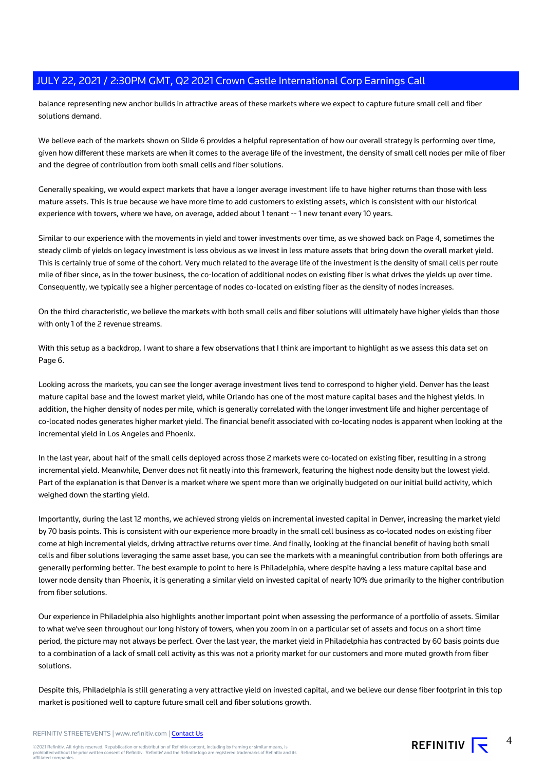balance representing new anchor builds in attractive areas of these markets where we expect to capture future small cell and fiber solutions demand.

We believe each of the markets shown on Slide 6 provides a helpful representation of how our overall strategy is performing over time, given how different these markets are when it comes to the average life of the investment, the density of small cell nodes per mile of fiber and the degree of contribution from both small cells and fiber solutions.

Generally speaking, we would expect markets that have a longer average investment life to have higher returns than those with less mature assets. This is true because we have more time to add customers to existing assets, which is consistent with our historical experience with towers, where we have, on average, added about 1 tenant -- 1 new tenant every 10 years.

Similar to our experience with the movements in yield and tower investments over time, as we showed back on Page 4, sometimes the steady climb of yields on legacy investment is less obvious as we invest in less mature assets that bring down the overall market yield. This is certainly true of some of the cohort. Very much related to the average life of the investment is the density of small cells per route mile of fiber since, as in the tower business, the co-location of additional nodes on existing fiber is what drives the yields up over time. Consequently, we typically see a higher percentage of nodes co-located on existing fiber as the density of nodes increases.

On the third characteristic, we believe the markets with both small cells and fiber solutions will ultimately have higher yields than those with only 1 of the 2 revenue streams.

With this setup as a backdrop, I want to share a few observations that I think are important to highlight as we assess this data set on Page 6.

Looking across the markets, you can see the longer average investment lives tend to correspond to higher yield. Denver has the least mature capital base and the lowest market yield, while Orlando has one of the most mature capital bases and the highest yields. In addition, the higher density of nodes per mile, which is generally correlated with the longer investment life and higher percentage of co-located nodes generates higher market yield. The financial benefit associated with co-locating nodes is apparent when looking at the incremental yield in Los Angeles and Phoenix.

In the last year, about half of the small cells deployed across those 2 markets were co-located on existing fiber, resulting in a strong incremental yield. Meanwhile, Denver does not fit neatly into this framework, featuring the highest node density but the lowest yield. Part of the explanation is that Denver is a market where we spent more than we originally budgeted on our initial build activity, which weighed down the starting yield.

Importantly, during the last 12 months, we achieved strong yields on incremental invested capital in Denver, increasing the market yield by 70 basis points. This is consistent with our experience more broadly in the small cell business as co-located nodes on existing fiber come at high incremental yields, driving attractive returns over time. And finally, looking at the financial benefit of having both small cells and fiber solutions leveraging the same asset base, you can see the markets with a meaningful contribution from both offerings are generally performing better. The best example to point to here is Philadelphia, where despite having a less mature capital base and lower node density than Phoenix, it is generating a similar yield on invested capital of nearly 10% due primarily to the higher contribution from fiber solutions.

Our experience in Philadelphia also highlights another important point when assessing the performance of a portfolio of assets. Similar to what we've seen throughout our long history of towers, when you zoom in on a particular set of assets and focus on a short time period, the picture may not always be perfect. Over the last year, the market yield in Philadelphia has contracted by 60 basis points due to a combination of a lack of small cell activity as this was not a priority market for our customers and more muted growth from fiber solutions.

Despite this, Philadelphia is still generating a very attractive yield on invested capital, and we believe our dense fiber footprint in this top market is positioned well to capture future small cell and fiber solutions growth.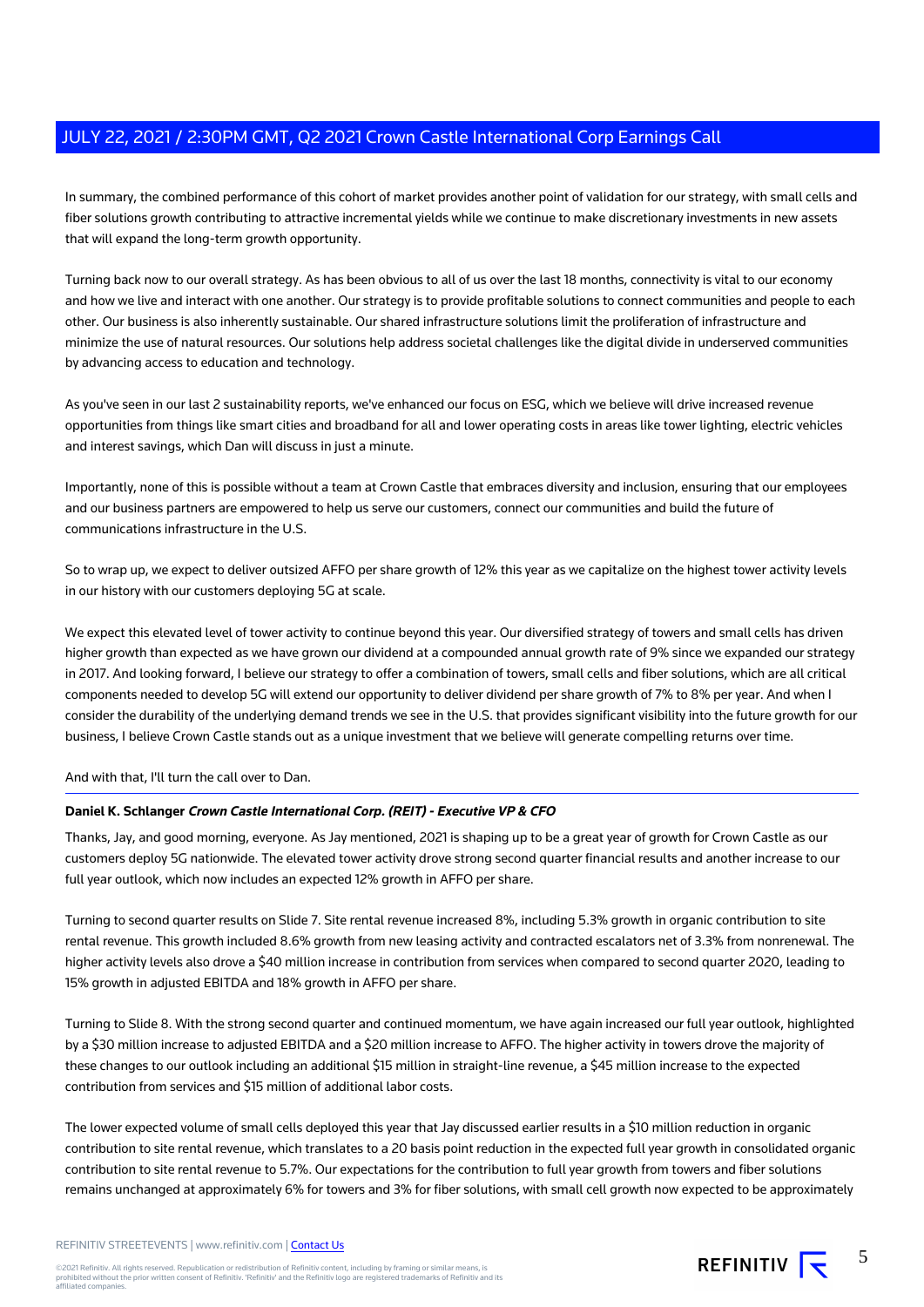In summary, the combined performance of this cohort of market provides another point of validation for our strategy, with small cells and fiber solutions growth contributing to attractive incremental yields while we continue to make discretionary investments in new assets that will expand the long-term growth opportunity.

Turning back now to our overall strategy. As has been obvious to all of us over the last 18 months, connectivity is vital to our economy and how we live and interact with one another. Our strategy is to provide profitable solutions to connect communities and people to each other. Our business is also inherently sustainable. Our shared infrastructure solutions limit the proliferation of infrastructure and minimize the use of natural resources. Our solutions help address societal challenges like the digital divide in underserved communities by advancing access to education and technology.

As you've seen in our last 2 sustainability reports, we've enhanced our focus on ESG, which we believe will drive increased revenue opportunities from things like smart cities and broadband for all and lower operating costs in areas like tower lighting, electric vehicles and interest savings, which Dan will discuss in just a minute.

Importantly, none of this is possible without a team at Crown Castle that embraces diversity and inclusion, ensuring that our employees and our business partners are empowered to help us serve our customers, connect our communities and build the future of communications infrastructure in the U.S.

So to wrap up, we expect to deliver outsized AFFO per share growth of 12% this year as we capitalize on the highest tower activity levels in our history with our customers deploying 5G at scale.

We expect this elevated level of tower activity to continue beyond this year. Our diversified strategy of towers and small cells has driven higher growth than expected as we have grown our dividend at a compounded annual growth rate of 9% since we expanded our strategy in 2017. And looking forward, I believe our strategy to offer a combination of towers, small cells and fiber solutions, which are all critical components needed to develop 5G will extend our opportunity to deliver dividend per share growth of 7% to 8% per year. And when I consider the durability of the underlying demand trends we see in the U.S. that provides significant visibility into the future growth for our business, I believe Crown Castle stands out as a unique investment that we believe will generate compelling returns over time.

And with that, I'll turn the call over to Dan.

**Daniel K. Schlanger** ***Crown Castle International Corp. (REIT) - Executive VP & CFO***

Thanks, Jay, and good morning, everyone. As Jay mentioned, 2021 is shaping up to be a great year of growth for Crown Castle as our customers deploy 5G nationwide. The elevated tower activity drove strong second quarter financial results and another increase to our full year outlook, which now includes an expected 12% growth in AFFO per share.

Turning to second quarter results on Slide 7. Site rental revenue increased 8%, including 5.3% growth in organic contribution to site rental revenue. This growth included 8.6% growth from new leasing activity and contracted escalators net of 3.3% from nonrenewal. The higher activity levels also drove a $40 million increase in contribution from services when compared to second quarter 2020, leading to 15% growth in adjusted EBITDA and 18% growth in AFFO per share.

Turning to Slide 8. With the strong second quarter and continued momentum, we have again increased our full year outlook, highlighted by a $30 million increase to adjusted EBITDA and a $20 million increase to AFFO. The higher activity in towers drove the majority of these changes to our outlook including an additional $15 million in straight-line revenue, a $45 million increase to the expected contribution from services and $15 million of additional labor costs.

The lower expected volume of small cells deployed this year that Jay discussed earlier results in a $10 million reduction in organic contribution to site rental revenue, which translates to a 20 basis point reduction in the expected full year growth in consolidated organic contribution to site rental revenue to 5.7%. Our expectations for the contribution to full year growth from towers and fiber solutions remains unchanged at approximately 6% for towers and 3% for fiber solutions, with small cell growth now expected to be approximately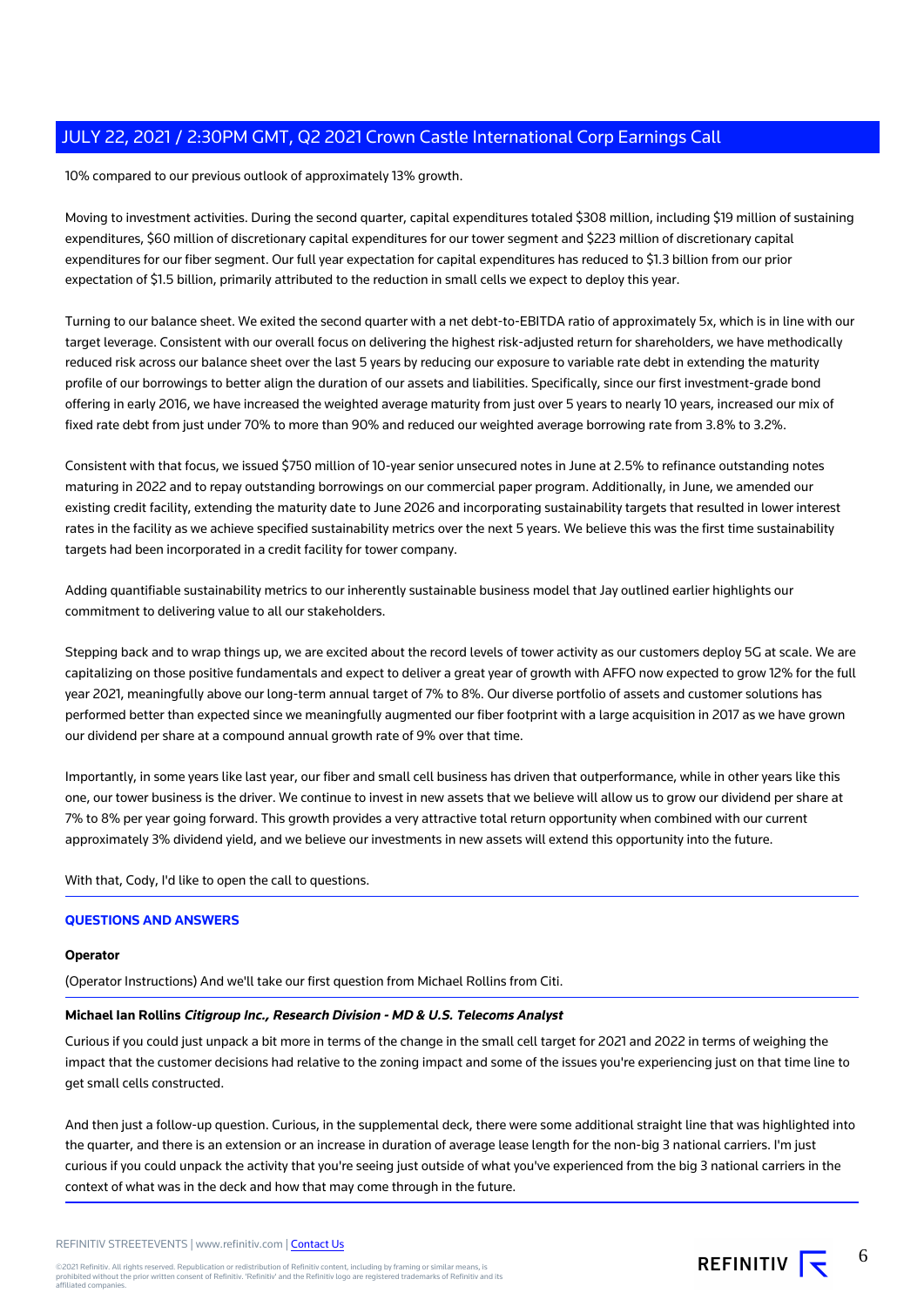10% compared to our previous outlook of approximately 13% growth.

Moving to investment activities. During the second quarter, capital expenditures totaled $308 million, including $19 million of sustaining expenditures, $60 million of discretionary capital expenditures for our tower segment and $223 million of discretionary capital expenditures for our fiber segment. Our full year expectation for capital expenditures has reduced to $1.3 billion from our prior expectation of $1.5 billion, primarily attributed to the reduction in small cells we expect to deploy this year.

Turning to our balance sheet. We exited the second quarter with a net debt-to-EBITDA ratio of approximately 5x, which is in line with our target leverage. Consistent with our overall focus on delivering the highest risk-adjusted return for shareholders, we have methodically reduced risk across our balance sheet over the last 5 years by reducing our exposure to variable rate debt in extending the maturity profile of our borrowings to better align the duration of our assets and liabilities. Specifically, since our first investment-grade bond offering in early 2016, we have increased the weighted average maturity from just over 5 years to nearly 10 years, increased our mix of fixed rate debt from just under 70% to more than 90% and reduced our weighted average borrowing rate from 3.8% to 3.2%.

Consistent with that focus, we issued $750 million of 10-year senior unsecured notes in June at 2.5% to refinance outstanding notes maturing in 2022 and to repay outstanding borrowings on our commercial paper program. Additionally, in June, we amended our existing credit facility, extending the maturity date to June 2026 and incorporating sustainability targets that resulted in lower interest rates in the facility as we achieve specified sustainability metrics over the next 5 years. We believe this was the first time sustainability targets had been incorporated in a credit facility for tower company.

Adding quantifiable sustainability metrics to our inherently sustainable business model that Jay outlined earlier highlights our commitment to delivering value to all our stakeholders.

Stepping back and to wrap things up, we are excited about the record levels of tower activity as our customers deploy 5G at scale. We are capitalizing on those positive fundamentals and expect to deliver a great year of growth with AFFO now expected to grow 12% for the full year 2021, meaningfully above our long-term annual target of 7% to 8%. Our diverse portfolio of assets and customer solutions has performed better than expected since we meaningfully augmented our fiber footprint with a large acquisition in 2017 as we have grown our dividend per share at a compound annual growth rate of 9% over that time.

Importantly, in some years like last year, our fiber and small cell business has driven that outperformance, while in other years like this one, our tower business is the driver. We continue to invest in new assets that we believe will allow us to grow our dividend per share at 7% to 8% per year going forward. This growth provides a very attractive total return opportunity when combined with our current approximately 3% dividend yield, and we believe our investments in new assets will extend this opportunity into the future.

With that, Cody, I'd like to open the call to questions.

## QUESTIONS AND ANSWERS

**Operator**

(Operator Instructions) And we'll take our first question from Michael Rollins from Citi.

**Michael Ian Rollins** ***Citigroup Inc., Research Division - MD & U.S. Telecoms Analyst***

Curious if you could just unpack a bit more in terms of the change in the small cell target for 2021 and 2022 in terms of weighing the impact that the customer decisions had relative to the zoning impact and some of the issues you're experiencing just on that time line to get small cells constructed.

And then just a follow-up question. Curious, in the supplemental deck, there were some additional straight line that was highlighted into the quarter, and there is an extension or an increase in duration of average lease length for the non-big 3 national carriers. I'm just curious if you could unpack the activity that you're seeing just outside of what you've experienced from the big 3 national carriers in the context of what was in the deck and how that may come through in the future.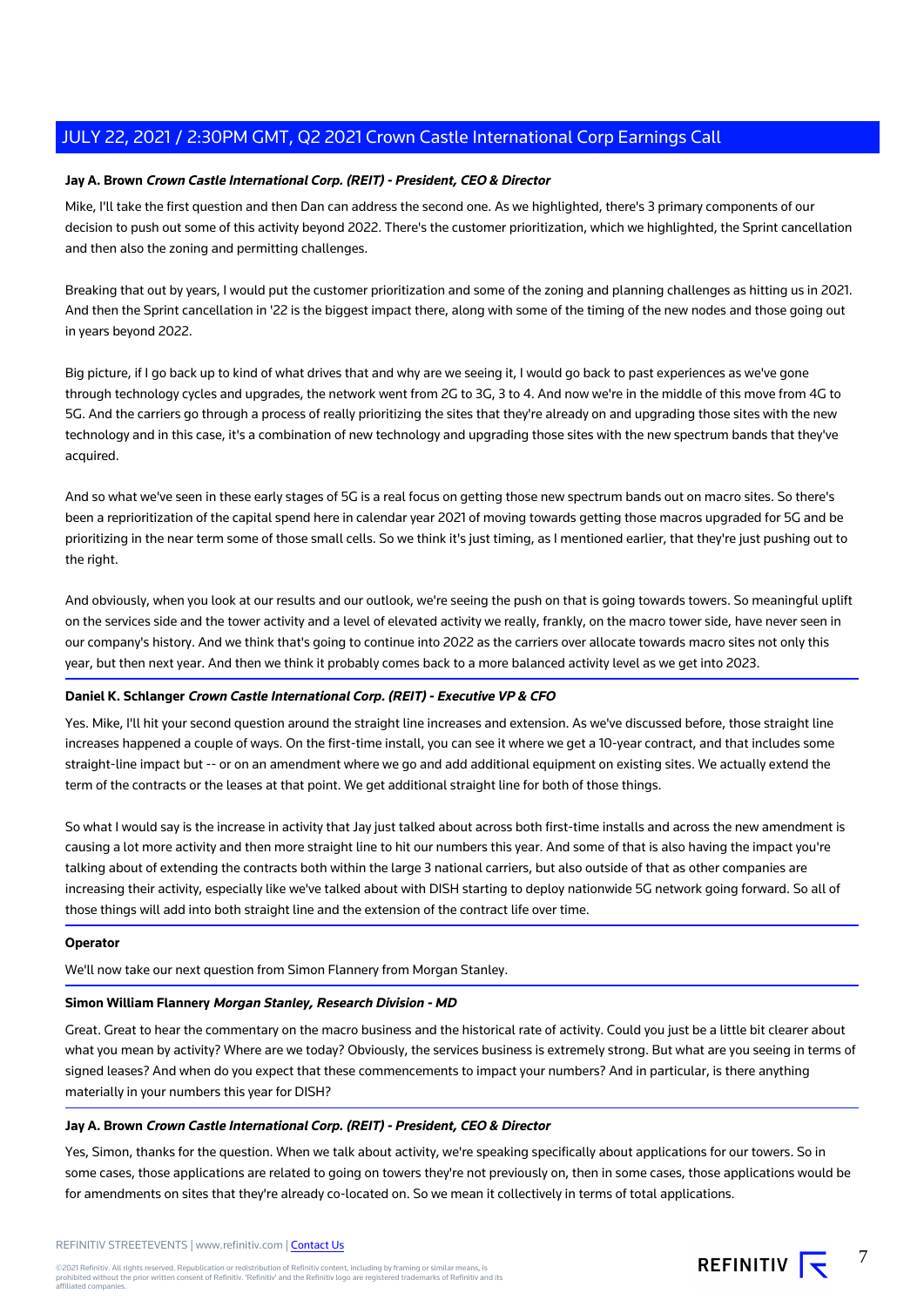**Jay A. Brown** ***Crown Castle International Corp. (REIT) - President, CEO & Director***

Mike, I'll take the first question and then Dan can address the second one. As we highlighted, there's 3 primary components of our decision to push out some of this activity beyond 2022. There's the customer prioritization, which we highlighted, the Sprint cancellation and then also the zoning and permitting challenges.

Breaking that out by years, I would put the customer prioritization and some of the zoning and planning challenges as hitting us in 2021. And then the Sprint cancellation in '22 is the biggest impact there, along with some of the timing of the new nodes and those going out in years beyond 2022.

Big picture, if I go back up to kind of what drives that and why are we seeing it, I would go back to past experiences as we've gone through technology cycles and upgrades, the network went from 2G to 3G, 3 to 4. And now we're in the middle of this move from 4G to 5G. And the carriers go through a process of really prioritizing the sites that they're already on and upgrading those sites with the new technology and in this case, it's a combination of new technology and upgrading those sites with the new spectrum bands that they've acquired.

And so what we've seen in these early stages of 5G is a real focus on getting those new spectrum bands out on macro sites. So there's been a reprioritization of the capital spend here in calendar year 2021 of moving towards getting those macros upgraded for 5G and be prioritizing in the near term some of those small cells. So we think it's just timing, as I mentioned earlier, that they're just pushing out to the right.

And obviously, when you look at our results and our outlook, we're seeing the push on that is going towards towers. So meaningful uplift on the services side and the tower activity and a level of elevated activity we really, frankly, on the macro tower side, have never seen in our company's history. And we think that's going to continue into 2022 as the carriers over allocate towards macro sites not only this year, but then next year. And then we think it probably comes back to a more balanced activity level as we get into 2023.

**Daniel K. Schlanger** ***Crown Castle International Corp. (REIT) - Executive VP & CFO***

Yes. Mike, I'll hit your second question around the straight line increases and extension. As we've discussed before, those straight line increases happened a couple of ways. On the first-time install, you can see it where we get a 10-year contract, and that includes some straight-line impact but -- or on an amendment where we go and add additional equipment on existing sites. We actually extend the term of the contracts or the leases at that point. We get additional straight line for both of those things.

So what I would say is the increase in activity that Jay just talked about across both first-time installs and across the new amendment is causing a lot more activity and then more straight line to hit our numbers this year. And some of that is also having the impact you're talking about of extending the contracts both within the large 3 national carriers, but also outside of that as other companies are increasing their activity, especially like we've talked about with DISH starting to deploy nationwide 5G network going forward. So all of those things will add into both straight line and the extension of the contract life over time.

**Operator**

We'll now take our next question from Simon Flannery from Morgan Stanley.

**Simon William Flannery** ***Morgan Stanley, Research Division - MD***

Great. Great to hear the commentary on the macro business and the historical rate of activity. Could you just be a little bit clearer about what you mean by activity? Where are we today? Obviously, the services business is extremely strong. But what are you seeing in terms of signed leases? And when do you expect that these commencements to impact your numbers? And in particular, is there anything materially in your numbers this year for DISH?

**Jay A. Brown** ***Crown Castle International Corp. (REIT) - President, CEO & Director***

Yes, Simon, thanks for the question. When we talk about activity, we're speaking specifically about applications for our towers. So in some cases, those applications are related to going on towers they're not previously on, then in some cases, those applications would be for amendments on sites that they're already co-located on. So we mean it collectively in terms of total applications.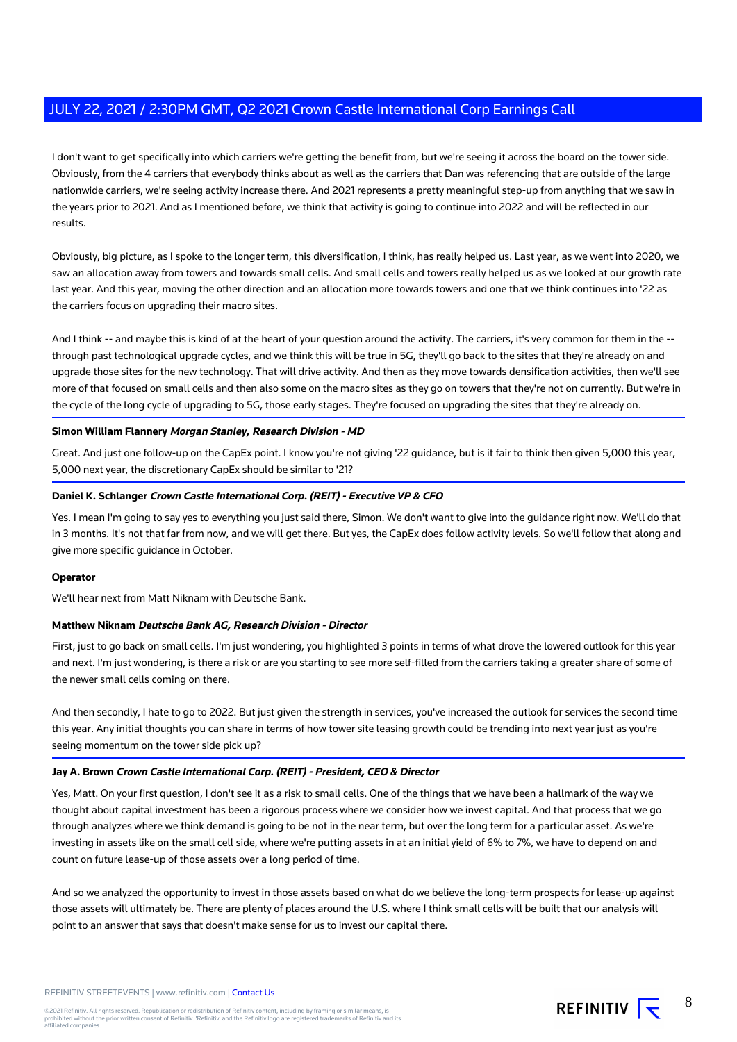I don't want to get specifically into which carriers we're getting the benefit from, but we're seeing it across the board on the tower side. Obviously, from the 4 carriers that everybody thinks about as well as the carriers that Dan was referencing that are outside of the large nationwide carriers, we're seeing activity increase there. And 2021 represents a pretty meaningful step-up from anything that we saw in the years prior to 2021. And as I mentioned before, we think that activity is going to continue into 2022 and will be reflected in our results.

Obviously, big picture, as I spoke to the longer term, this diversification, I think, has really helped us. Last year, as we went into 2020, we saw an allocation away from towers and towards small cells. And small cells and towers really helped us as we looked at our growth rate last year. And this year, moving the other direction and an allocation more towards towers and one that we think continues into '22 as the carriers focus on upgrading their macro sites.

And I think -- and maybe this is kind of at the heart of your question around the activity. The carriers, it's very common for them in the -- through past technological upgrade cycles, and we think this will be true in 5G, they'll go back to the sites that they're already on and upgrade those sites for the new technology. That will drive activity. And then as they move towards densification activities, then we'll see more of that focused on small cells and then also some on the macro sites as they go on towers that they're not on currently. But we're in the cycle of the long cycle of upgrading to 5G, those early stages. They're focused on upgrading the sites that they're already on.

**Simon William Flannery** ***Morgan Stanley, Research Division - MD***

Great. And just one follow-up on the CapEx point. I know you're not giving '22 guidance, but is it fair to think then given 5,000 this year, 5,000 next year, the discretionary CapEx should be similar to '21?

**Daniel K. Schlanger** ***Crown Castle International Corp. (REIT) - Executive VP & CFO***

Yes. I mean I'm going to say yes to everything you just said there, Simon. We don't want to give into the guidance right now. We'll do that in 3 months. It's not that far from now, and we will get there. But yes, the CapEx does follow activity levels. So we'll follow that along and give more specific guidance in October.

**Operator**

We'll hear next from Matt Niknam with Deutsche Bank.

**Matthew Niknam** ***Deutsche Bank AG, Research Division - Director***

First, just to go back on small cells. I'm just wondering, you highlighted 3 points in terms of what drove the lowered outlook for this year and next. I'm just wondering, is there a risk or are you starting to see more self-filled from the carriers taking a greater share of some of the newer small cells coming on there.

And then secondly, I hate to go to 2022. But just given the strength in services, you've increased the outlook for services the second time this year. Any initial thoughts you can share in terms of how tower site leasing growth could be trending into next year just as you're seeing momentum on the tower side pick up?

**Jay A. Brown** ***Crown Castle International Corp. (REIT) - President, CEO & Director***

Yes, Matt. On your first question, I don't see it as a risk to small cells. One of the things that we have been a hallmark of the way we thought about capital investment has been a rigorous process where we consider how we invest capital. And that process that we go through analyzes where we think demand is going to be not in the near term, but over the long term for a particular asset. As we're investing in assets like on the small cell side, where we're putting assets in at an initial yield of 6% to 7%, we have to depend on and count on future lease-up of those assets over a long period of time.

And so we analyzed the opportunity to invest in those assets based on what do we believe the long-term prospects for lease-up against those assets will ultimately be. There are plenty of places around the U.S. where I think small cells will be built that our analysis will point to an answer that says that doesn't make sense for us to invest our capital there.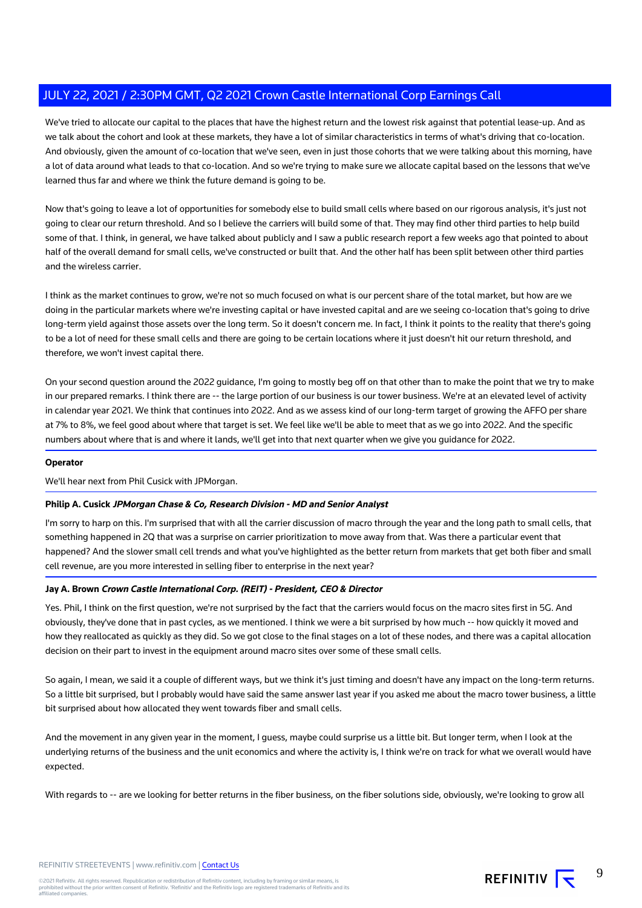We've tried to allocate our capital to the places that have the highest return and the lowest risk against that potential lease-up. And as we talk about the cohort and look at these markets, they have a lot of similar characteristics in terms of what's driving that co-location. And obviously, given the amount of co-location that we've seen, even in just those cohorts that we were talking about this morning, have a lot of data around what leads to that co-location. And so we're trying to make sure we allocate capital based on the lessons that we've learned thus far and where we think the future demand is going to be.

Now that's going to leave a lot of opportunities for somebody else to build small cells where based on our rigorous analysis, it's just not going to clear our return threshold. And so I believe the carriers will build some of that. They may find other third parties to help build some of that. I think, in general, we have talked about publicly and I saw a public research report a few weeks ago that pointed to about half of the overall demand for small cells, we've constructed or built that. And the other half has been split between other third parties and the wireless carrier.

I think as the market continues to grow, we're not so much focused on what is our percent share of the total market, but how are we doing in the particular markets where we're investing capital or have invested capital and are we seeing co-location that's going to drive long-term yield against those assets over the long term. So it doesn't concern me. In fact, I think it points to the reality that there's going to be a lot of need for these small cells and there are going to be certain locations where it just doesn't hit our return threshold, and therefore, we won't invest capital there.

On your second question around the 2022 guidance, I'm going to mostly beg off on that other than to make the point that we try to make in our prepared remarks. I think there are -- the large portion of our business is our tower business. We're at an elevated level of activity in calendar year 2021. We think that continues into 2022. And as we assess kind of our long-term target of growing the AFFO per share at 7% to 8%, we feel good about where that target is set. We feel like we'll be able to meet that as we go into 2022. And the specific numbers about where that is and where it lands, we'll get into that next quarter when we give you guidance for 2022.

**Operator**

We'll hear next from Phil Cusick with JPMorgan.

**Philip A. Cusick** ***JPMorgan Chase & Co, Research Division - MD and Senior Analyst***

I'm sorry to harp on this. I'm surprised that with all the carrier discussion of macro through the year and the long path to small cells, that something happened in 2Q that was a surprise on carrier prioritization to move away from that. Was there a particular event that happened? And the slower small cell trends and what you've highlighted as the better return from markets that get both fiber and small cell revenue, are you more interested in selling fiber to enterprise in the next year?

**Jay A. Brown** ***Crown Castle International Corp. (REIT) - President, CEO & Director***

Yes. Phil, I think on the first question, we're not surprised by the fact that the carriers would focus on the macro sites first in 5G. And obviously, they've done that in past cycles, as we mentioned. I think we were a bit surprised by how much -- how quickly it moved and how they reallocated as quickly as they did. So we got close to the final stages on a lot of these nodes, and there was a capital allocation decision on their part to invest in the equipment around macro sites over some of these small cells.

So again, I mean, we said it a couple of different ways, but we think it's just timing and doesn't have any impact on the long-term returns. So a little bit surprised, but I probably would have said the same answer last year if you asked me about the macro tower business, a little bit surprised about how allocated they went towards fiber and small cells.

And the movement in any given year in the moment, I guess, maybe could surprise us a little bit. But longer term, when I look at the underlying returns of the business and the unit economics and where the activity is, I think we're on track for what we overall would have expected.

With regards to -- are we looking for better returns in the fiber business, on the fiber solutions side, obviously, we're looking to grow all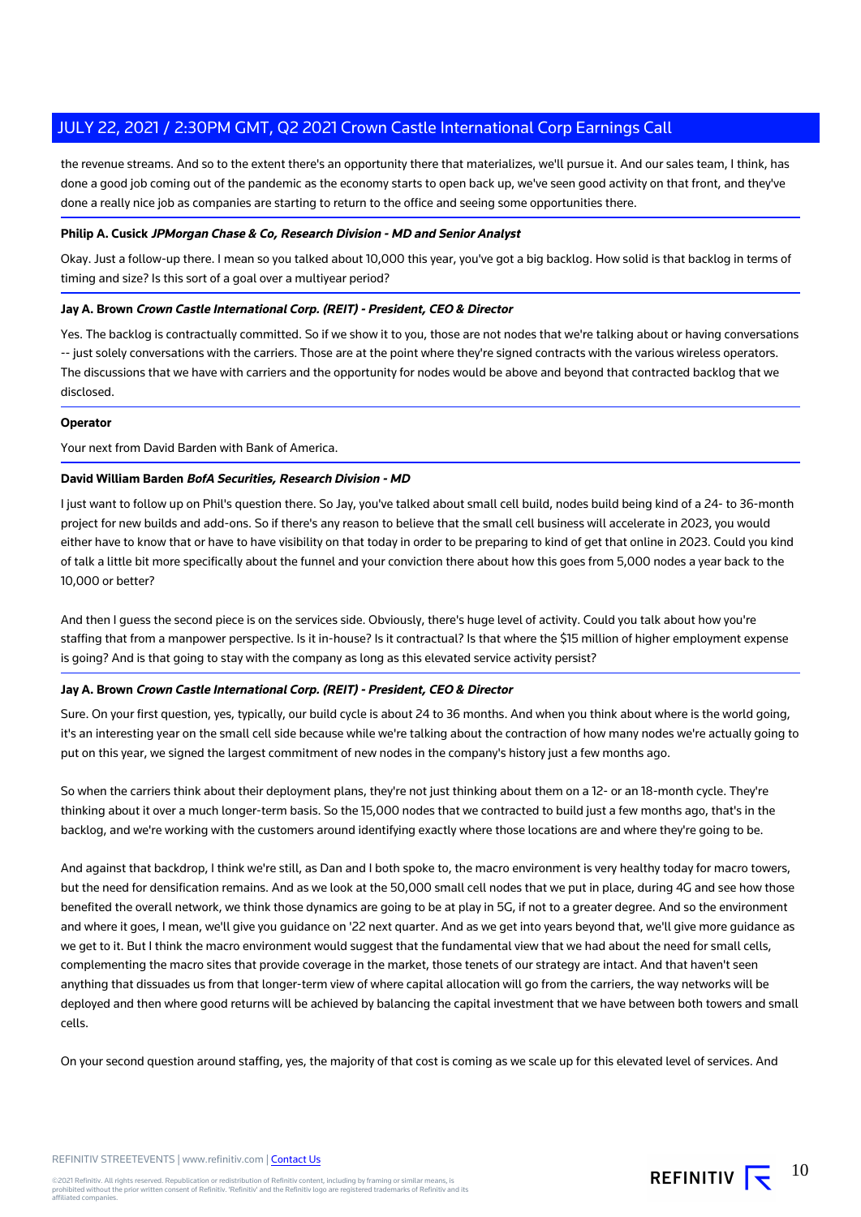the revenue streams. And so to the extent there's an opportunity there that materializes, we'll pursue it. And our sales team, I think, has done a good job coming out of the pandemic as the economy starts to open back up, we've seen good activity on that front, and they've done a really nice job as companies are starting to return to the office and seeing some opportunities there.

**Philip A. Cusick** ***JPMorgan Chase & Co, Research Division - MD and Senior Analyst***

Okay. Just a follow-up there. I mean so you talked about 10,000 this year, you've got a big backlog. How solid is that backlog in terms of timing and size? Is this sort of a goal over a multiyear period?

**Jay A. Brown** ***Crown Castle International Corp. (REIT) - President, CEO & Director***

Yes. The backlog is contractually committed. So if we show it to you, those are not nodes that we're talking about or having conversations -- just solely conversations with the carriers. Those are at the point where they're signed contracts with the various wireless operators. The discussions that we have with carriers and the opportunity for nodes would be above and beyond that contracted backlog that we disclosed.

**Operator**

Your next from David Barden with Bank of America.

**David William Barden** ***BofA Securities, Research Division - MD***

I just want to follow up on Phil's question there. So Jay, you've talked about small cell build, nodes build being kind of a 24- to 36-month project for new builds and add-ons. So if there's any reason to believe that the small cell business will accelerate in 2023, you would either have to know that or have to have visibility on that today in order to be preparing to kind of get that online in 2023. Could you kind of talk a little bit more specifically about the funnel and your conviction there about how this goes from 5,000 nodes a year back to the 10,000 or better?

And then I guess the second piece is on the services side. Obviously, there's huge level of activity. Could you talk about how you're staffing that from a manpower perspective. Is it in-house? Is it contractual? Is that where the $15 million of higher employment expense is going? And is that going to stay with the company as long as this elevated service activity persist?

**Jay A. Brown** ***Crown Castle International Corp. (REIT) - President, CEO & Director***

Sure. On your first question, yes, typically, our build cycle is about 24 to 36 months. And when you think about where is the world going, it's an interesting year on the small cell side because while we're talking about the contraction of how many nodes we're actually going to put on this year, we signed the largest commitment of new nodes in the company's history just a few months ago.

So when the carriers think about their deployment plans, they're not just thinking about them on a 12- or an 18-month cycle. They're thinking about it over a much longer-term basis. So the 15,000 nodes that we contracted to build just a few months ago, that's in the backlog, and we're working with the customers around identifying exactly where those locations are and where they're going to be.

And against that backdrop, I think we're still, as Dan and I both spoke to, the macro environment is very healthy today for macro towers, but the need for densification remains. And as we look at the 50,000 small cell nodes that we put in place, during 4G and see how those benefited the overall network, we think those dynamics are going to be at play in 5G, if not to a greater degree. And so the environment and where it goes, I mean, we'll give you guidance on '22 next quarter. And as we get into years beyond that, we'll give more guidance as we get to it. But I think the macro environment would suggest that the fundamental view that we had about the need for small cells, complementing the macro sites that provide coverage in the market, those tenets of our strategy are intact. And that haven't seen anything that dissuades us from that longer-term view of where capital allocation will go from the carriers, the way networks will be deployed and then where good returns will be achieved by balancing the capital investment that we have between both towers and small cells.

On your second question around staffing, yes, the majority of that cost is coming as we scale up for this elevated level of services. And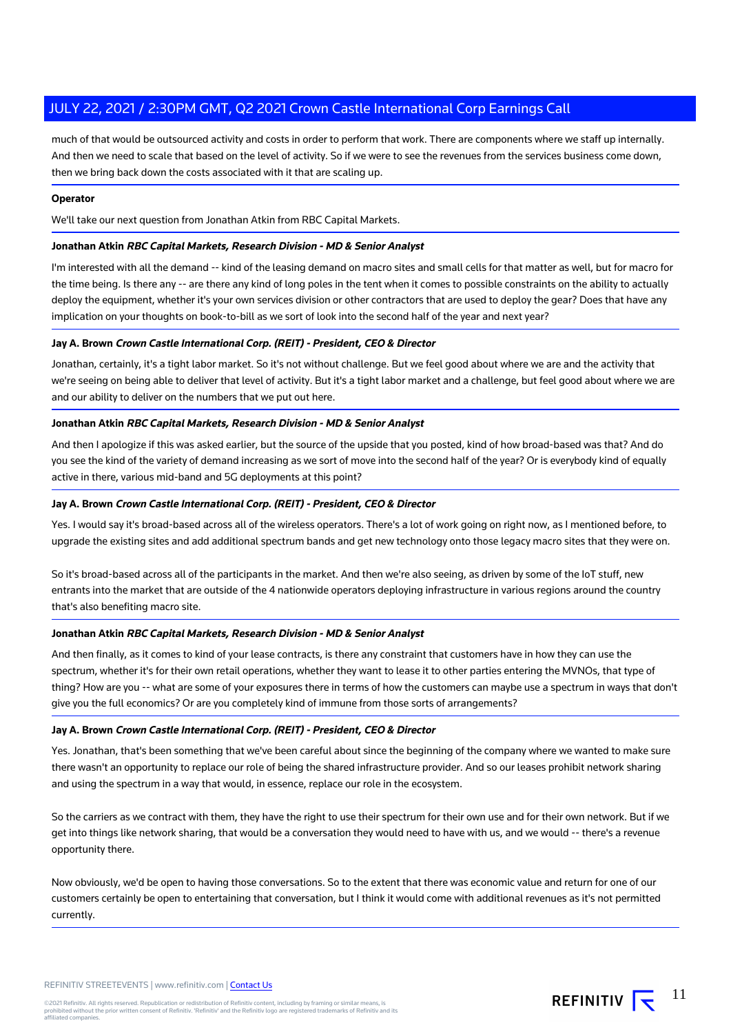much of that would be outsourced activity and costs in order to perform that work. There are components where we staff up internally. And then we need to scale that based on the level of activity. So if we were to see the revenues from the services business come down, then we bring back down the costs associated with it that are scaling up.

**Operator**

We'll take our next question from Jonathan Atkin from RBC Capital Markets.

**Jonathan Atkin** ***RBC Capital Markets, Research Division - MD & Senior Analyst***

I'm interested with all the demand -- kind of the leasing demand on macro sites and small cells for that matter as well, but for macro for the time being. Is there any -- are there any kind of long poles in the tent when it comes to possible constraints on the ability to actually deploy the equipment, whether it's your own services division or other contractors that are used to deploy the gear? Does that have any implication on your thoughts on book-to-bill as we sort of look into the second half of the year and next year?

**Jay A. Brown** ***Crown Castle International Corp. (REIT) - President, CEO & Director***

Jonathan, certainly, it's a tight labor market. So it's not without challenge. But we feel good about where we are and the activity that we're seeing on being able to deliver that level of activity. But it's a tight labor market and a challenge, but feel good about where we are and our ability to deliver on the numbers that we put out here.

**Jonathan Atkin** ***RBC Capital Markets, Research Division - MD & Senior Analyst***

And then I apologize if this was asked earlier, but the source of the upside that you posted, kind of how broad-based was that? And do you see the kind of the variety of demand increasing as we sort of move into the second half of the year? Or is everybody kind of equally active in there, various mid-band and 5G deployments at this point?

**Jay A. Brown** ***Crown Castle International Corp. (REIT) - President, CEO & Director***

Yes. I would say it's broad-based across all of the wireless operators. There's a lot of work going on right now, as I mentioned before, to upgrade the existing sites and add additional spectrum bands and get new technology onto those legacy macro sites that they were on.

So it's broad-based across all of the participants in the market. And then we're also seeing, as driven by some of the IoT stuff, new entrants into the market that are outside of the 4 nationwide operators deploying infrastructure in various regions around the country that's also benefiting macro site.

**Jonathan Atkin** ***RBC Capital Markets, Research Division - MD & Senior Analyst***

And then finally, as it comes to kind of your lease contracts, is there any constraint that customers have in how they can use the spectrum, whether it's for their own retail operations, whether they want to lease it to other parties entering the MVNOs, that type of thing? How are you -- what are some of your exposures there in terms of how the customers can maybe use a spectrum in ways that don't give you the full economics? Or are you completely kind of immune from those sorts of arrangements?

**Jay A. Brown** ***Crown Castle International Corp. (REIT) - President, CEO & Director***

Yes. Jonathan, that's been something that we've been careful about since the beginning of the company where we wanted to make sure there wasn't an opportunity to replace our role of being the shared infrastructure provider. And so our leases prohibit network sharing and using the spectrum in a way that would, in essence, replace our role in the ecosystem.

So the carriers as we contract with them, they have the right to use their spectrum for their own use and for their own network. But if we get into things like network sharing, that would be a conversation they would need to have with us, and we would -- there's a revenue opportunity there.

Now obviously, we'd be open to having those conversations. So to the extent that there was economic value and return for one of our customers certainly be open to entertaining that conversation, but I think it would come with additional revenues as it's not permitted currently.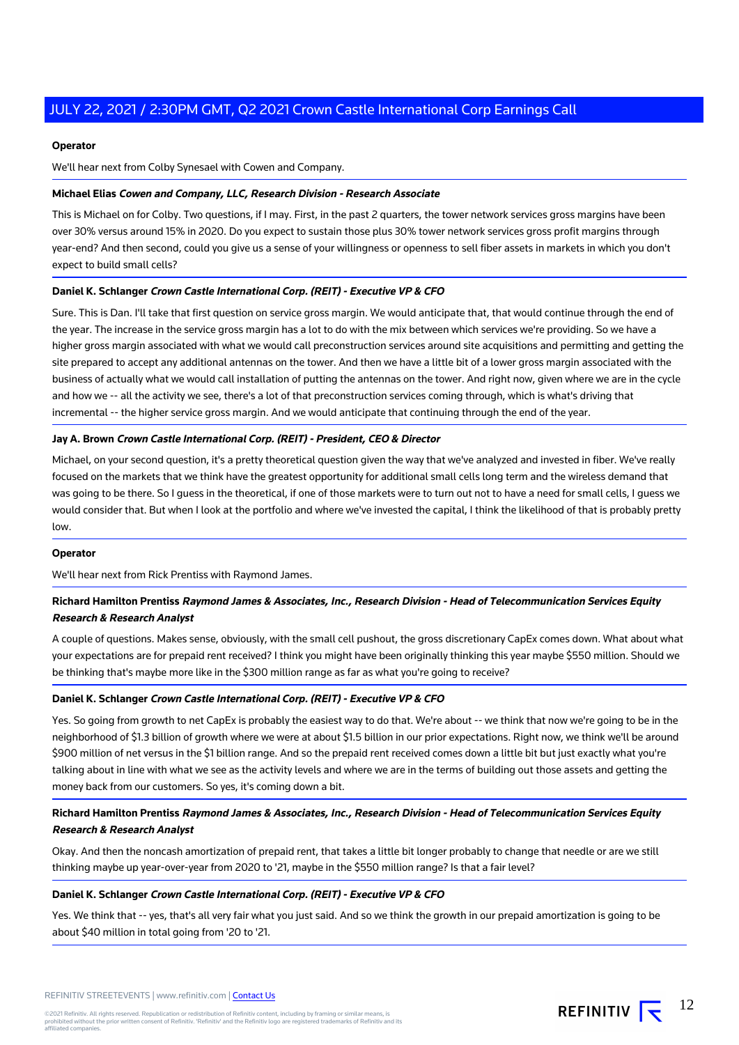**Operator**

We'll hear next from Colby Synesael with Cowen and Company.

**Michael Elias** ***Cowen and Company, LLC, Research Division - Research Associate***

This is Michael on for Colby. Two questions, if I may. First, in the past 2 quarters, the tower network services gross margins have been over 30% versus around 15% in 2020. Do you expect to sustain those plus 30% tower network services gross profit margins through year-end? And then second, could you give us a sense of your willingness or openness to sell fiber assets in markets in which you don't expect to build small cells?

**Daniel K. Schlanger** ***Crown Castle International Corp. (REIT) - Executive VP & CFO***

Sure. This is Dan. I'll take that first question on service gross margin. We would anticipate that, that would continue through the end of the year. The increase in the service gross margin has a lot to do with the mix between which services we're providing. So we have a higher gross margin associated with what we would call preconstruction services around site acquisitions and permitting and getting the site prepared to accept any additional antennas on the tower. And then we have a little bit of a lower gross margin associated with the business of actually what we would call installation of putting the antennas on the tower. And right now, given where we are in the cycle and how we -- all the activity we see, there's a lot of that preconstruction services coming through, which is what's driving that incremental -- the higher service gross margin. And we would anticipate that continuing through the end of the year.

**Jay A. Brown** ***Crown Castle International Corp. (REIT) - President, CEO & Director***

Michael, on your second question, it's a pretty theoretical question given the way that we've analyzed and invested in fiber. We've really focused on the markets that we think have the greatest opportunity for additional small cells long term and the wireless demand that was going to be there. So I guess in the theoretical, if one of those markets were to turn out not to have a need for small cells, I guess we would consider that. But when I look at the portfolio and where we've invested the capital, I think the likelihood of that is probably pretty low.

**Operator**

We'll hear next from Rick Prentiss with Raymond James.

**Richard Hamilton Prentiss** ***Raymond James & Associates, Inc., Research Division - Head of Telecommunication Services Equity Research & Research Analyst***

A couple of questions. Makes sense, obviously, with the small cell pushout, the gross discretionary CapEx comes down. What about what your expectations are for prepaid rent received? I think you might have been originally thinking this year maybe $550 million. Should we be thinking that's maybe more like in the $300 million range as far as what you're going to receive?

**Daniel K. Schlanger** ***Crown Castle International Corp. (REIT) - Executive VP & CFO***

Yes. So going from growth to net CapEx is probably the easiest way to do that. We're about -- we think that now we're going to be in the neighborhood of $1.3 billion of growth where we were at about $1.5 billion in our prior expectations. Right now, we think we'll be around $900 million of net versus in the $1 billion range. And so the prepaid rent received comes down a little bit but just exactly what you're talking about in line with what we see as the activity levels and where we are in the terms of building out those assets and getting the money back from our customers. So yes, it's coming down a bit.

**Richard Hamilton Prentiss** ***Raymond James & Associates, Inc., Research Division - Head of Telecommunication Services Equity Research & Research Analyst***

Okay. And then the noncash amortization of prepaid rent, that takes a little bit longer probably to change that needle or are we still thinking maybe up year-over-year from 2020 to '21, maybe in the $550 million range? Is that a fair level?

**Daniel K. Schlanger** ***Crown Castle International Corp. (REIT) - Executive VP & CFO***

Yes. We think that -- yes, that's all very fair what you just said. And so we think the growth in our prepaid amortization is going to be about $40 million in total going from '20 to '21.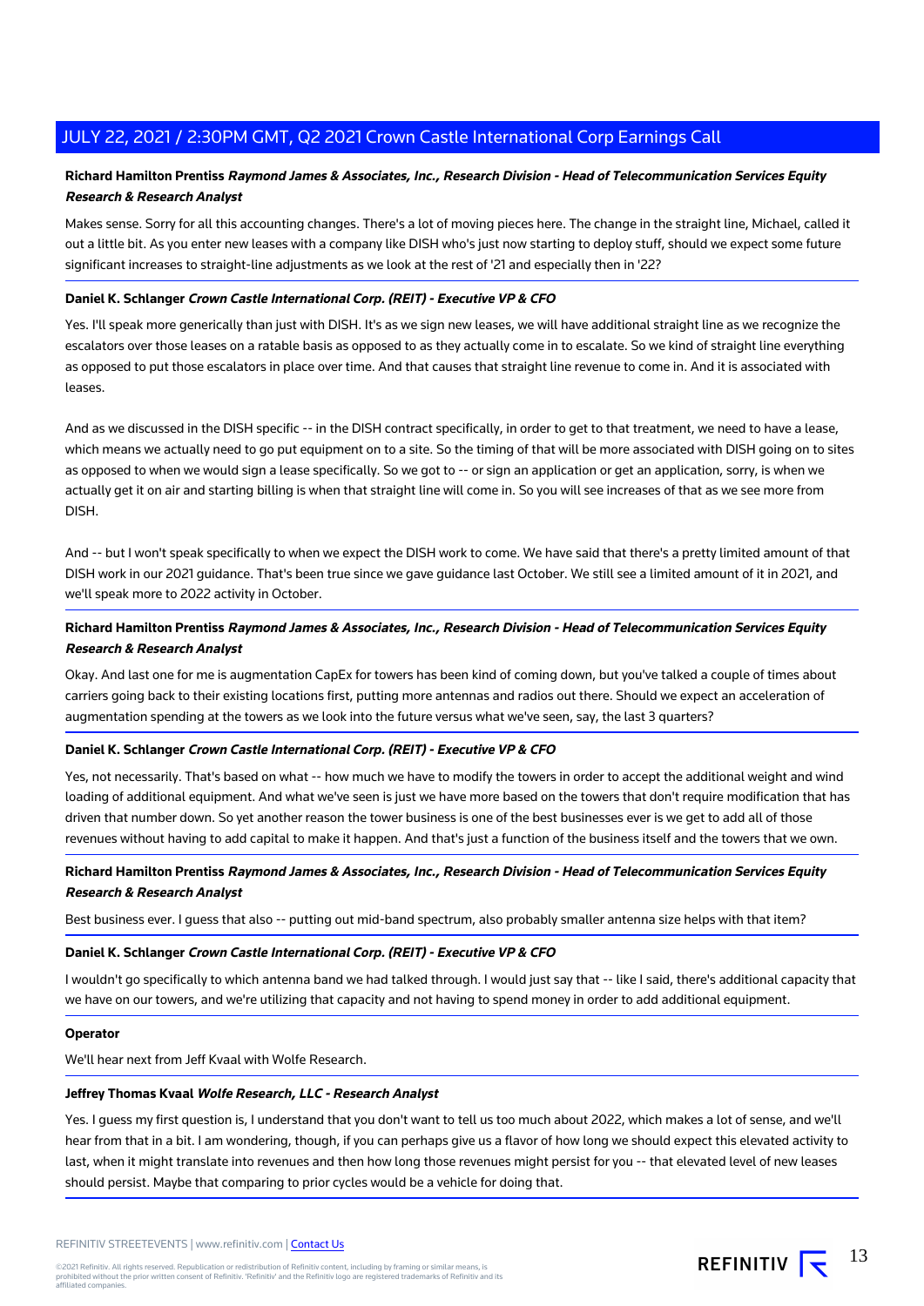**Richard Hamilton Prentiss** ***Raymond James & Associates, Inc., Research Division - Head of Telecommunication Services Equity Research & Research Analyst***

Makes sense. Sorry for all this accounting changes. There's a lot of moving pieces here. The change in the straight line, Michael, called it out a little bit. As you enter new leases with a company like DISH who's just now starting to deploy stuff, should we expect some future significant increases to straight-line adjustments as we look at the rest of '21 and especially then in '22?

**Daniel K. Schlanger** ***Crown Castle International Corp. (REIT) - Executive VP & CFO***

Yes. I'll speak more generically than just with DISH. It's as we sign new leases, we will have additional straight line as we recognize the escalators over those leases on a ratable basis as opposed to as they actually come in to escalate. So we kind of straight line everything as opposed to put those escalators in place over time. And that causes that straight line revenue to come in. And it is associated with leases.

And as we discussed in the DISH specific -- in the DISH contract specifically, in order to get to that treatment, we need to have a lease, which means we actually need to go put equipment on to a site. So the timing of that will be more associated with DISH going on to sites as opposed to when we would sign a lease specifically. So we got to -- or sign an application or get an application, sorry, is when we actually get it on air and starting billing is when that straight line will come in. So you will see increases of that as we see more from DISH.

And -- but I won't speak specifically to when we expect the DISH work to come. We have said that there's a pretty limited amount of that DISH work in our 2021 guidance. That's been true since we gave guidance last October. We still see a limited amount of it in 2021, and we'll speak more to 2022 activity in October.

**Richard Hamilton Prentiss** ***Raymond James & Associates, Inc., Research Division - Head of Telecommunication Services Equity Research & Research Analyst***

Okay. And last one for me is augmentation CapEx for towers has been kind of coming down, but you've talked a couple of times about carriers going back to their existing locations first, putting more antennas and radios out there. Should we expect an acceleration of augmentation spending at the towers as we look into the future versus what we've seen, say, the last 3 quarters?

**Daniel K. Schlanger** ***Crown Castle International Corp. (REIT) - Executive VP & CFO***

Yes, not necessarily. That's based on what -- how much we have to modify the towers in order to accept the additional weight and wind loading of additional equipment. And what we've seen is just we have more based on the towers that don't require modification that has driven that number down. So yet another reason the tower business is one of the best businesses ever is we get to add all of those revenues without having to add capital to make it happen. And that's just a function of the business itself and the towers that we own.

**Richard Hamilton Prentiss** ***Raymond James & Associates, Inc., Research Division - Head of Telecommunication Services Equity Research & Research Analyst***

Best business ever. I guess that also -- putting out mid-band spectrum, also probably smaller antenna size helps with that item?

**Daniel K. Schlanger** ***Crown Castle International Corp. (REIT) - Executive VP & CFO***

I wouldn't go specifically to which antenna band we had talked through. I would just say that -- like I said, there's additional capacity that we have on our towers, and we're utilizing that capacity and not having to spend money in order to add additional equipment.

**Operator**

We'll hear next from Jeff Kvaal with Wolfe Research.

**Jeffrey Thomas Kvaal** ***Wolfe Research, LLC - Research Analyst***

Yes. I guess my first question is, I understand that you don't want to tell us too much about 2022, which makes a lot of sense, and we'll hear from that in a bit. I am wondering, though, if you can perhaps give us a flavor of how long we should expect this elevated activity to last, when it might translate into revenues and then how long those revenues might persist for you -- that elevated level of new leases should persist. Maybe that comparing to prior cycles would be a vehicle for doing that.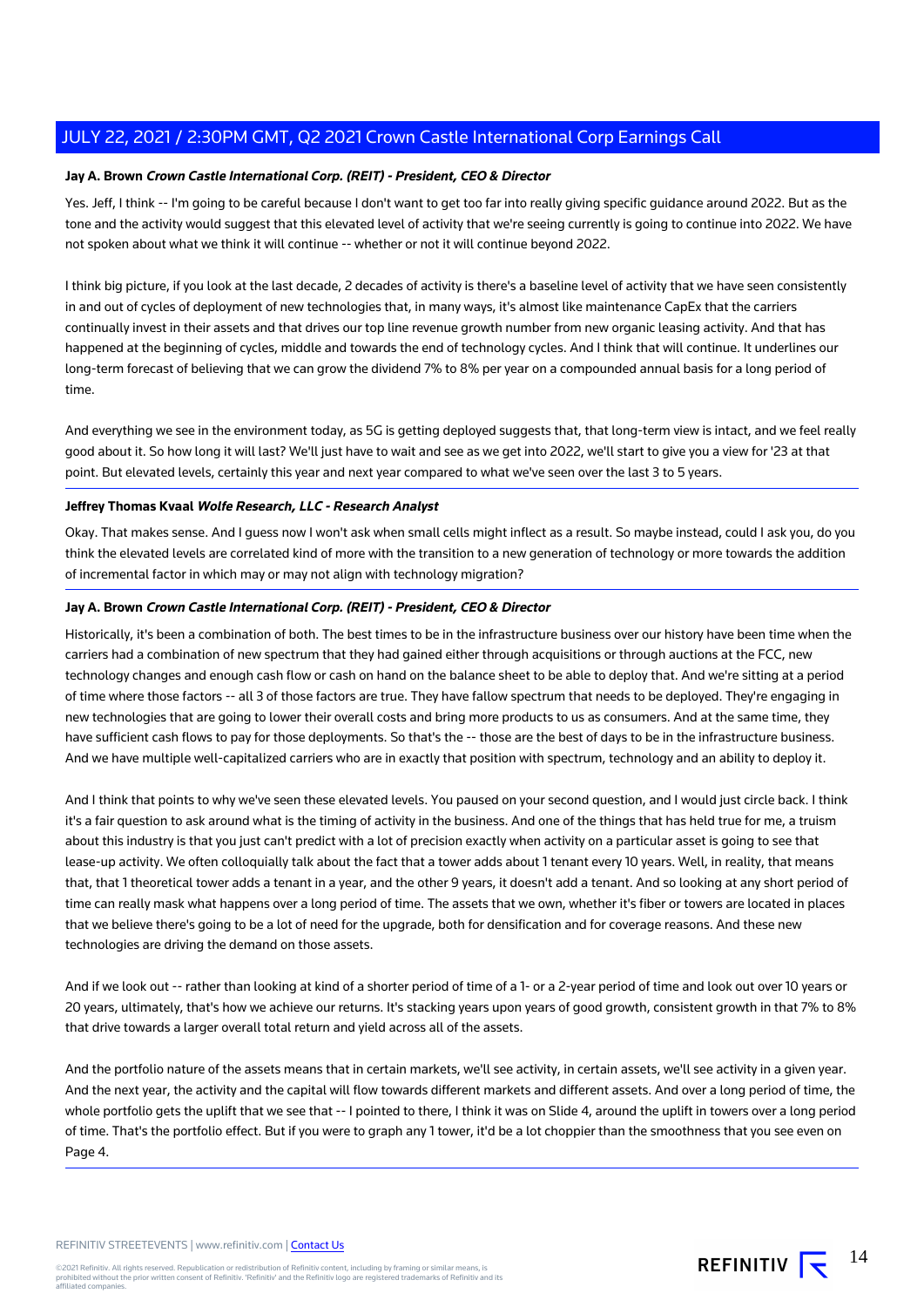**Jay A. Brown** ***Crown Castle International Corp. (REIT) - President, CEO & Director***

Yes. Jeff, I think -- I'm going to be careful because I don't want to get too far into really giving specific guidance around 2022. But as the tone and the activity would suggest that this elevated level of activity that we're seeing currently is going to continue into 2022. We have not spoken about what we think it will continue -- whether or not it will continue beyond 2022.

I think big picture, if you look at the last decade, 2 decades of activity is there's a baseline level of activity that we have seen consistently in and out of cycles of deployment of new technologies that, in many ways, it's almost like maintenance CapEx that the carriers continually invest in their assets and that drives our top line revenue growth number from new organic leasing activity. And that has happened at the beginning of cycles, middle and towards the end of technology cycles. And I think that will continue. It underlines our long-term forecast of believing that we can grow the dividend 7% to 8% per year on a compounded annual basis for a long period of time.

And everything we see in the environment today, as 5G is getting deployed suggests that, that long-term view is intact, and we feel really good about it. So how long it will last? We'll just have to wait and see as we get into 2022, we'll start to give you a view for '23 at that point. But elevated levels, certainly this year and next year compared to what we've seen over the last 3 to 5 years.

**Jeffrey Thomas Kvaal** ***Wolfe Research, LLC - Research Analyst***

Okay. That makes sense. And I guess now I won't ask when small cells might inflect as a result. So maybe instead, could I ask you, do you think the elevated levels are correlated kind of more with the transition to a new generation of technology or more towards the addition of incremental factor in which may or may not align with technology migration?

**Jay A. Brown** ***Crown Castle International Corp. (REIT) - President, CEO & Director***

Historically, it's been a combination of both. The best times to be in the infrastructure business over our history have been time when the carriers had a combination of new spectrum that they had gained either through acquisitions or through auctions at the FCC, new technology changes and enough cash flow or cash on hand on the balance sheet to be able to deploy that. And we're sitting at a period of time where those factors -- all 3 of those factors are true. They have fallow spectrum that needs to be deployed. They're engaging in new technologies that are going to lower their overall costs and bring more products to us as consumers. And at the same time, they have sufficient cash flows to pay for those deployments. So that's the -- those are the best of days to be in the infrastructure business. And we have multiple well-capitalized carriers who are in exactly that position with spectrum, technology and an ability to deploy it.

And I think that points to why we've seen these elevated levels. You paused on your second question, and I would just circle back. I think it's a fair question to ask around what is the timing of activity in the business. And one of the things that has held true for me, a truism about this industry is that you just can't predict with a lot of precision exactly when activity on a particular asset is going to see that lease-up activity. We often colloquially talk about the fact that a tower adds about 1 tenant every 10 years. Well, in reality, that means that, that 1 theoretical tower adds a tenant in a year, and the other 9 years, it doesn't add a tenant. And so looking at any short period of time can really mask what happens over a long period of time. The assets that we own, whether it's fiber or towers are located in places that we believe there's going to be a lot of need for the upgrade, both for densification and for coverage reasons. And these new technologies are driving the demand on those assets.

And if we look out -- rather than looking at kind of a shorter period of time of a 1- or a 2-year period of time and look out over 10 years or 20 years, ultimately, that's how we achieve our returns. It's stacking years upon years of good growth, consistent growth in that 7% to 8% that drive towards a larger overall total return and yield across all of the assets.

And the portfolio nature of the assets means that in certain markets, we'll see activity, in certain assets, we'll see activity in a given year. And the next year, the activity and the capital will flow towards different markets and different assets. And over a long period of time, the whole portfolio gets the uplift that we see that -- I pointed to there, I think it was on Slide 4, around the uplift in towers over a long period of time. That's the portfolio effect. But if you were to graph any 1 tower, it'd be a lot choppier than the smoothness that you see even on Page 4.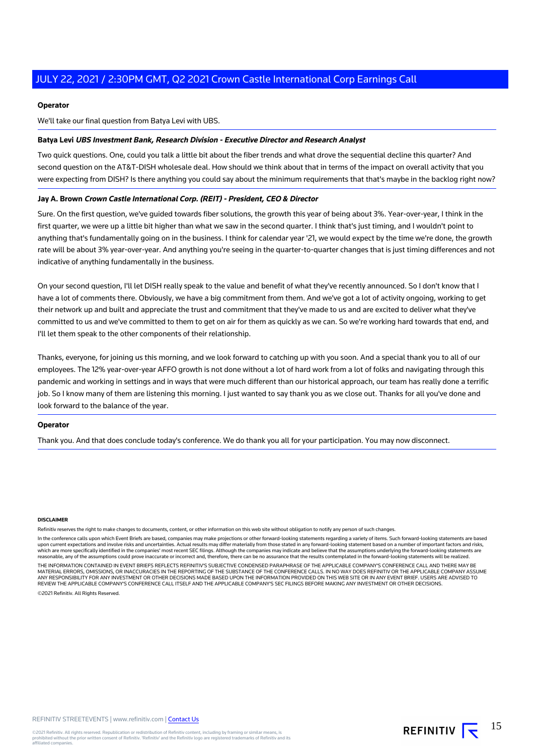**Operator**

We'll take our final question from Batya Levi with UBS.

**Batya Levi** ***UBS Investment Bank, Research Division - Executive Director and Research Analyst***

Two quick questions. One, could you talk a little bit about the fiber trends and what drove the sequential decline this quarter? And second question on the AT&T-DISH wholesale deal. How should we think about that in terms of the impact on overall activity that you were expecting from DISH? Is there anything you could say about the minimum requirements that that's maybe in the backlog right now?

**Jay A. Brown** ***Crown Castle International Corp. (REIT) - President, CEO & Director***

Sure. On the first question, we've guided towards fiber solutions, the growth this year of being about 3%. Year-over-year, I think in the first quarter, we were up a little bit higher than what we saw in the second quarter. I think that's just timing, and I wouldn't point to anything that's fundamentally going on in the business. I think for calendar year '21, we would expect by the time we're done, the growth rate will be about 3% year-over-year. And anything you're seeing in the quarter-to-quarter changes that is just timing differences and not indicative of anything fundamentally in the business.

On your second question, I'll let DISH really speak to the value and benefit of what they've recently announced. So I don't know that I have a lot of comments there. Obviously, we have a big commitment from them. And we've got a lot of activity ongoing, working to get their network up and built and appreciate the trust and commitment that they've made to us and are excited to deliver what they've committed to us and we've committed to them to get on air for them as quickly as we can. So we're working hard towards that end, and I'll let them speak to the other components of their relationship.

Thanks, everyone, for joining us this morning, and we look forward to catching up with you soon. And a special thank you to all of our employees. The 12% year-over-year AFFO growth is not done without a lot of hard work from a lot of folks and navigating through this pandemic and working in settings and in ways that were much different than our historical approach, our team has really done a terrific job. So I know many of them are listening this morning. I just wanted to say thank you as we close out. Thanks for all you've done and look forward to the balance of the year.

**Operator**

Thank you. And that does conclude today's conference. We do thank you all for your participation. You may now disconnect.

**DISCLAIMER**

Refinitiv reserves the right to make changes to documents, content, or other information on this web site without obligation to notify any person of such changes.

In the conference calls upon which Event Briefs are based, companies may make projections or other forward-looking statements regarding a variety of items. Such forward-looking statements are based upon current expectations and involve risks and uncertainties. Actual results may differ materially from those stated in any forward-looking statement based on a number of important factors and risks, which are more specifically identified in the companies' most recent SEC filings. Although the companies may indicate and believe that the assumptions underlying the forward-looking statements are reasonable, any of the assumptions could prove inaccurate or incorrect and, therefore, there can be no assurance that the results contemplated in the forward-looking statements will be realized.

THE INFORMATION CONTAINED IN EVENT BRIEFS REFLECTS REFINITIV'S SUBJECTIVE CONDENSED PARAPHRASE OF THE APPLICABLE COMPANY'S CONFERENCE CALL AND THERE MAY BE MATERIAL ERRORS, OMISSIONS, OR INACCURACIES IN THE REPORTING OF THE SUBSTANCE OF THE CONFERENCE CALLS. IN NO WAY DOES REFINITIV OR THE APPLICABLE COMPANY ASSUME ANY RESPONSIBILITY FOR ANY INVESTMENT OR OTHER DECISIONS MADE BASED UPON THE INFORMATION PROVIDED ON THIS WEB SITE OR IN ANY EVENT BRIEF. USERS ARE ADVISED TO REVIEW THE APPLICABLE COMPANY'S CONFERENCE CALL ITSELF AND THE APPLICABLE COMPANY'S SEC FILINGS BEFORE MAKING ANY INVESTMENT OR OTHER DECISIONS.

©2021 Refinitiv. All Rights Reserved.